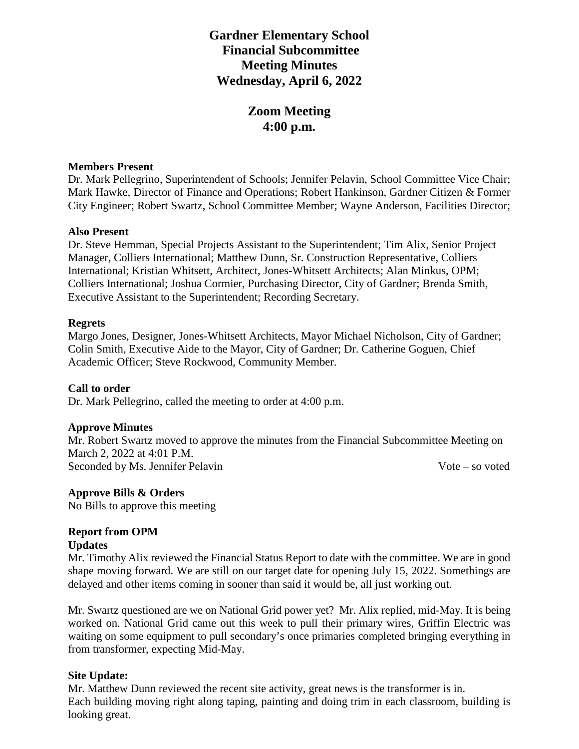# Gardner Elementary School
# Financial Subcommittee
# Meeting Minutes
# Wednesday, April 6, 2022

## Zoom Meeting
## 4:00 p.m.

**Members Present**
Dr. Mark Pellegrino, Superintendent of Schools; Jennifer Pelavin, School Committee Vice Chair; Mark Hawke, Director of Finance and Operations; Robert Hankinson, Gardner Citizen & Former City Engineer; Robert Swartz, School Committee Member; Wayne Anderson, Facilities Director;

**Also Present**
Dr. Steve Hemman, Special Projects Assistant to the Superintendent; Tim Alix, Senior Project Manager, Colliers International; Matthew Dunn, Sr. Construction Representative, Colliers International; Kristian Whitsett, Architect, Jones-Whitsett Architects; Alan Minkus, OPM; Colliers International; Joshua Cormier, Purchasing Director, City of Gardner; Brenda Smith, Executive Assistant to the Superintendent; Recording Secretary.

**Regrets**
Margo Jones, Designer, Jones-Whitsett Architects, Mayor Michael Nicholson, City of Gardner; Colin Smith, Executive Aide to the Mayor, City of Gardner; Dr. Catherine Goguen, Chief Academic Officer; Steve Rockwood, Community Member.

**Call to order**
Dr. Mark Pellegrino, called the meeting to order at 4:00 p.m.

**Approve Minutes**
Mr. Robert Swartz moved to approve the minutes from the Financial Subcommittee Meeting on March 2, 2022 at 4:01 P.M.
Seconded by Ms. Jennifer Pelavin Vote – so voted

**Approve Bills & Orders**
No Bills to approve this meeting

**Report from OPM**
**Updates**
Mr. Timothy Alix reviewed the Financial Status Report to date with the committee. We are in good shape moving forward. We are still on our target date for opening July 15, 2022. Somethings are delayed and other items coming in sooner than said it would be, all just working out.

Mr. Swartz questioned are we on National Grid power yet? Mr. Alix replied, mid-May. It is being worked on. National Grid came out this week to pull their primary wires, Griffin Electric was waiting on some equipment to pull secondary's once primaries completed bringing everything in from transformer, expecting Mid-May.

**Site Update:**
Mr. Matthew Dunn reviewed the recent site activity, great news is the transformer is in.
Each building moving right along taping, painting and doing trim in each classroom, building is looking great.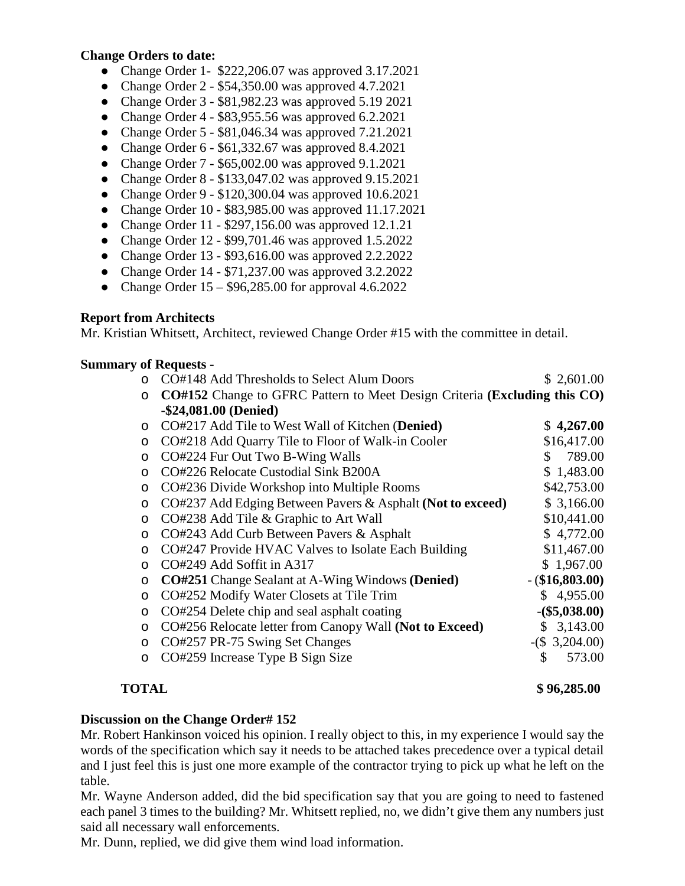**Change Orders to date:**

- Change Order 1- $222,206.07 was approved 3.17.2021
- Change Order 2 - $54,350.00 was approved 4.7.2021
- Change Order 3 - $81,982.23 was approved 5.19 2021
- Change Order 4 - $83,955.56 was approved 6.2.2021
- Change Order 5 - $81,046.34 was approved 7.21.2021
- Change Order 6 - $61,332.67 was approved 8.4.2021
- Change Order 7 - $65,002.00 was approved 9.1.2021
- Change Order 8 - $133,047.02 was approved 9.15.2021
- Change Order 9 - $120,300.04 was approved 10.6.2021
- Change Order 10 - $83,985.00 was approved 11.17.2021
- Change Order 11 - $297,156.00 was approved 12.1.21
- Change Order 12 - $99,701.46 was approved 1.5.2022
- Change Order 13 - $93,616.00 was approved 2.2.2022
- Change Order 14 - $71,237.00 was approved 3.2.2022
- Change Order 15 – $96,285.00 for approval 4.6.2022

**Report from Architects**

Mr. Kristian Whitsett, Architect, reviewed Change Order #15 with the committee in detail.

**Summary of Requests -**

- CO#148 Add Thresholds to Select Alum Doors $ 2,601.00
- **CO#152** Change to GFRC Pattern to Meet Design Criteria **(Excluding this CO) -$24,081.00 (Denied)**
- CO#217 Add Tile to West Wall of Kitchen (**Denied**) **$ 4,267.00**
- CO#218 Add Quarry Tile to Floor of Walk-in Cooler $16,417.00
- CO#224 Fur Out Two B-Wing Walls $ 789.00
- CO#226 Relocate Custodial Sink B200A $ 1,483.00
- CO#236 Divide Workshop into Multiple Rooms $42,753.00
- CO#237 Add Edging Between Pavers & Asphalt **(Not to exceed)** $ 3,166.00
- CO#238 Add Tile & Graphic to Art Wall $10,441.00
- CO#243 Add Curb Between Pavers & Asphalt $ 4,772.00
- CO#247 Provide HVAC Valves to Isolate Each Building $11,467.00
- CO#249 Add Soffit in A317 $ 1,967.00
- **CO#251** Change Sealant at A-Wing Windows **(Denied)** **- ($16,803.00)**
- CO#252 Modify Water Closets at Tile Trim $ 4,955.00
- CO#254 Delete chip and seal asphalt coating **-($5,038.00)**
- CO#256 Relocate letter from Canopy Wall **(Not to Exceed)** $ 3,143.00
- CO#257 PR-75 Swing Set Changes -($ 3,204.00)
- CO#259 Increase Type B Sign Size $ 573.00

**TOTAL** **$ 96,285.00**

**Discussion on the Change Order# 152**

Mr. Robert Hankinson voiced his opinion. I really object to this, in my experience I would say the words of the specification which say it needs to be attached takes precedence over a typical detail and I just feel this is just one more example of the contractor trying to pick up what he left on the table.

Mr. Wayne Anderson added, did the bid specification say that you are going to need to fastened each panel 3 times to the building? Mr. Whitsett replied, no, we didn't give them any numbers just said all necessary wall enforcements.

Mr. Dunn, replied, we did give them wind load information.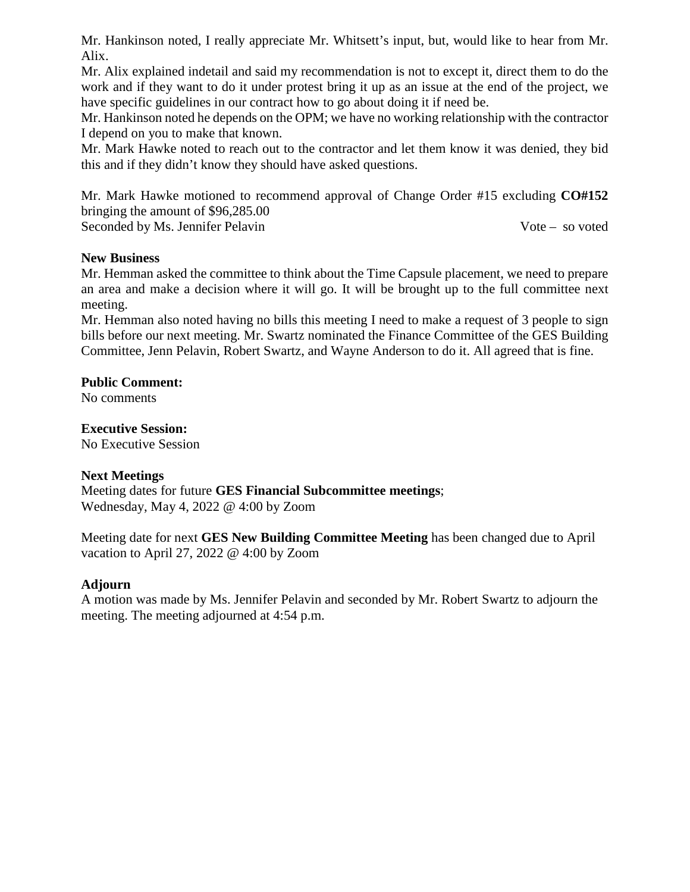Mr. Hankinson noted, I really appreciate Mr. Whitsett's input, but, would like to hear from Mr. Alix.

Mr. Alix explained indetail and said my recommendation is not to except it, direct them to do the work and if they want to do it under protest bring it up as an issue at the end of the project, we have specific guidelines in our contract how to go about doing it if need be.

Mr. Hankinson noted he depends on the OPM; we have no working relationship with the contractor I depend on you to make that known.

Mr. Mark Hawke noted to reach out to the contractor and let them know it was denied, they bid this and if they didn't know they should have asked questions.

Mr. Mark Hawke motioned to recommend approval of Change Order #15 excluding **CO#152** bringing the amount of $96,285.00

Seconded by Ms. Jennifer Pelavin Vote – so voted

**New Business**

Mr. Hemman asked the committee to think about the Time Capsule placement, we need to prepare an area and make a decision where it will go. It will be brought up to the full committee next meeting.

Mr. Hemman also noted having no bills this meeting I need to make a request of 3 people to sign bills before our next meeting. Mr. Swartz nominated the Finance Committee of the GES Building Committee, Jenn Pelavin, Robert Swartz, and Wayne Anderson to do it. All agreed that is fine.

**Public Comment:**

No comments

**Executive Session:**

No Executive Session

**Next Meetings**

Meeting dates for future **GES Financial Subcommittee meetings**;
Wednesday, May 4, 2022 @ 4:00 by Zoom

Meeting date for next **GES New Building Committee Meeting** has been changed due to April vacation to April 27, 2022 @ 4:00 by Zoom

**Adjourn**

A motion was made by Ms. Jennifer Pelavin and seconded by Mr. Robert Swartz to adjourn the meeting. The meeting adjourned at 4:54 p.m.